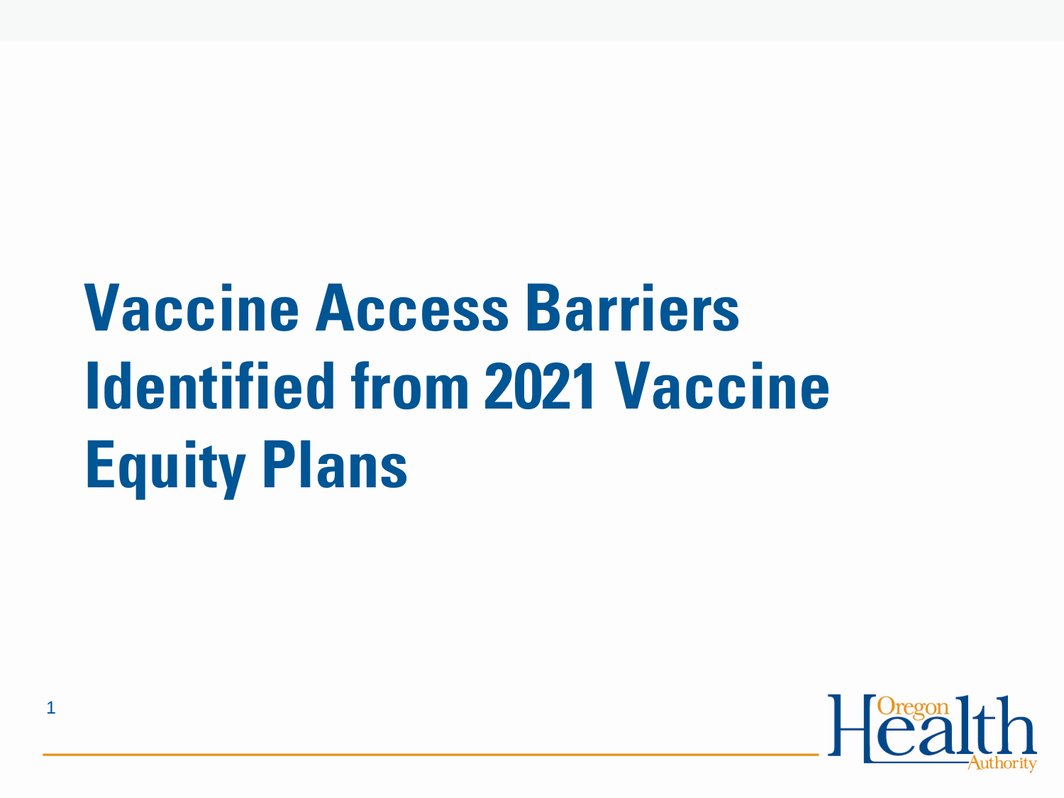# Vaccine Access Barriers Identified from 2021 Vaccine Equity Plans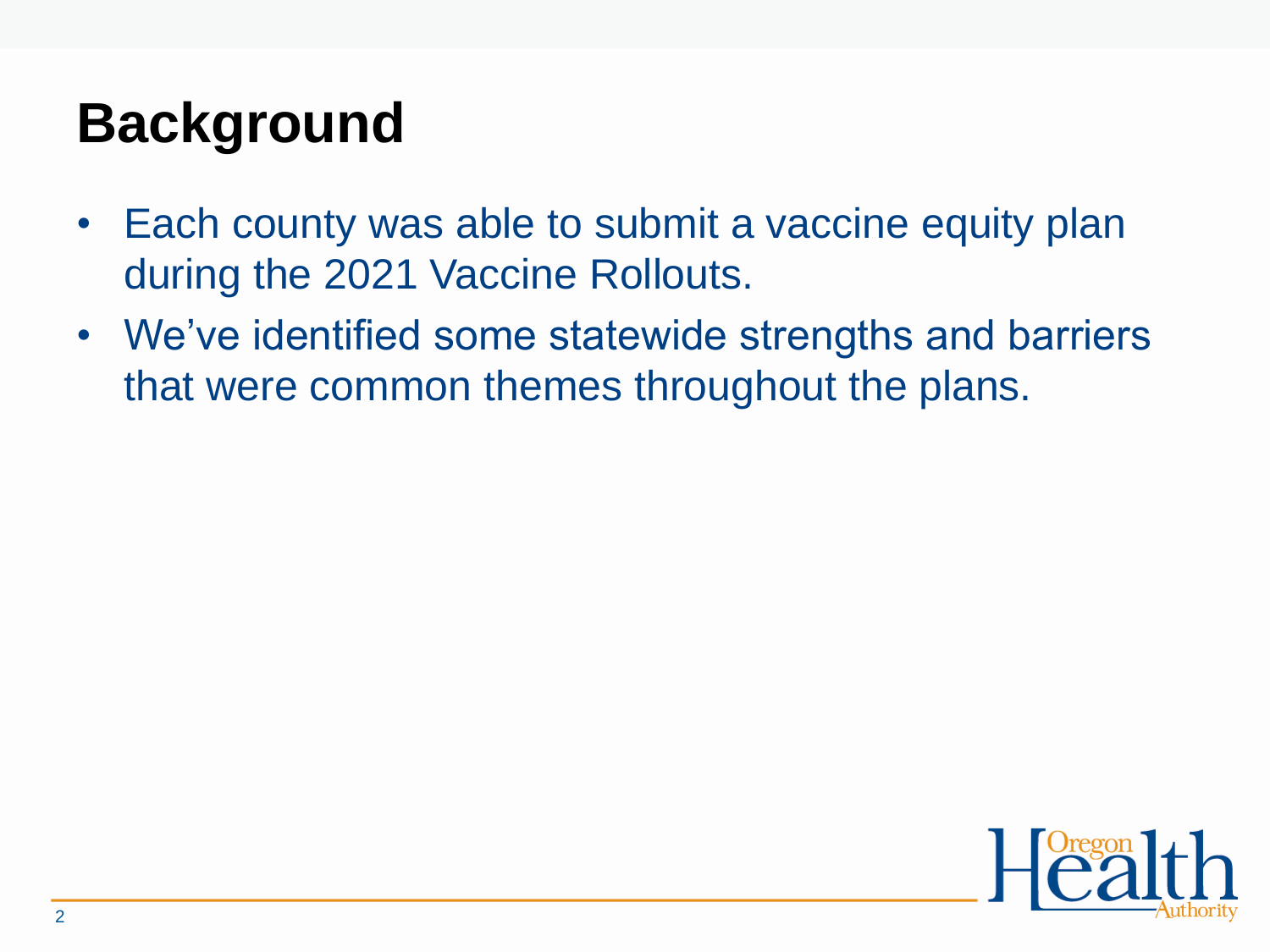# Background

- Each county was able to submit a vaccine equity plan during the 2021 Vaccine Rollouts.
- We've identified some statewide strengths and barriers that were common themes throughout the plans.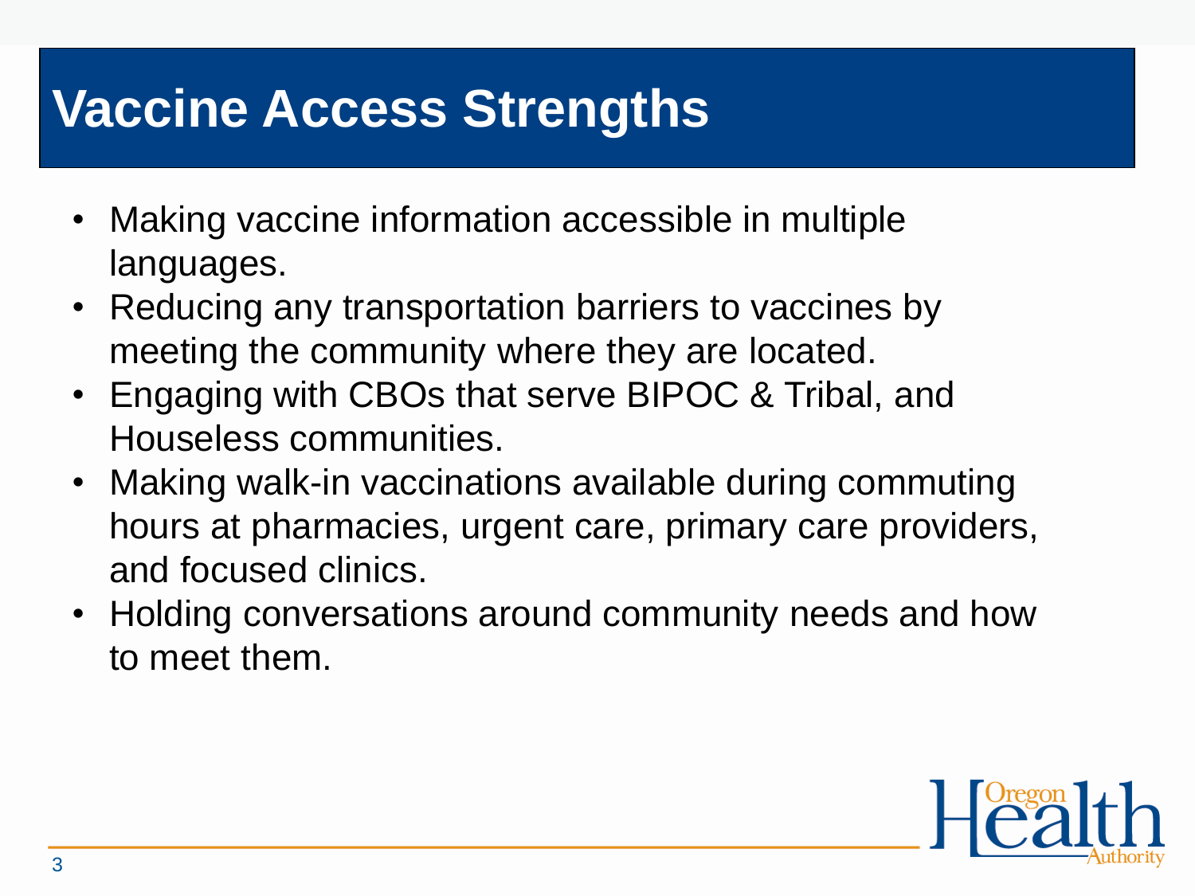# Vaccine Access Strengths

- Making vaccine information accessible in multiple languages.
- Reducing any transportation barriers to vaccines by meeting the community where they are located.
- Engaging with CBOs that serve BIPOC & Tribal, and Houseless communities.
- Making walk-in vaccinations available during commuting hours at pharmacies, urgent care, primary care providers, and focused clinics.
- Holding conversations around community needs and how to meet them.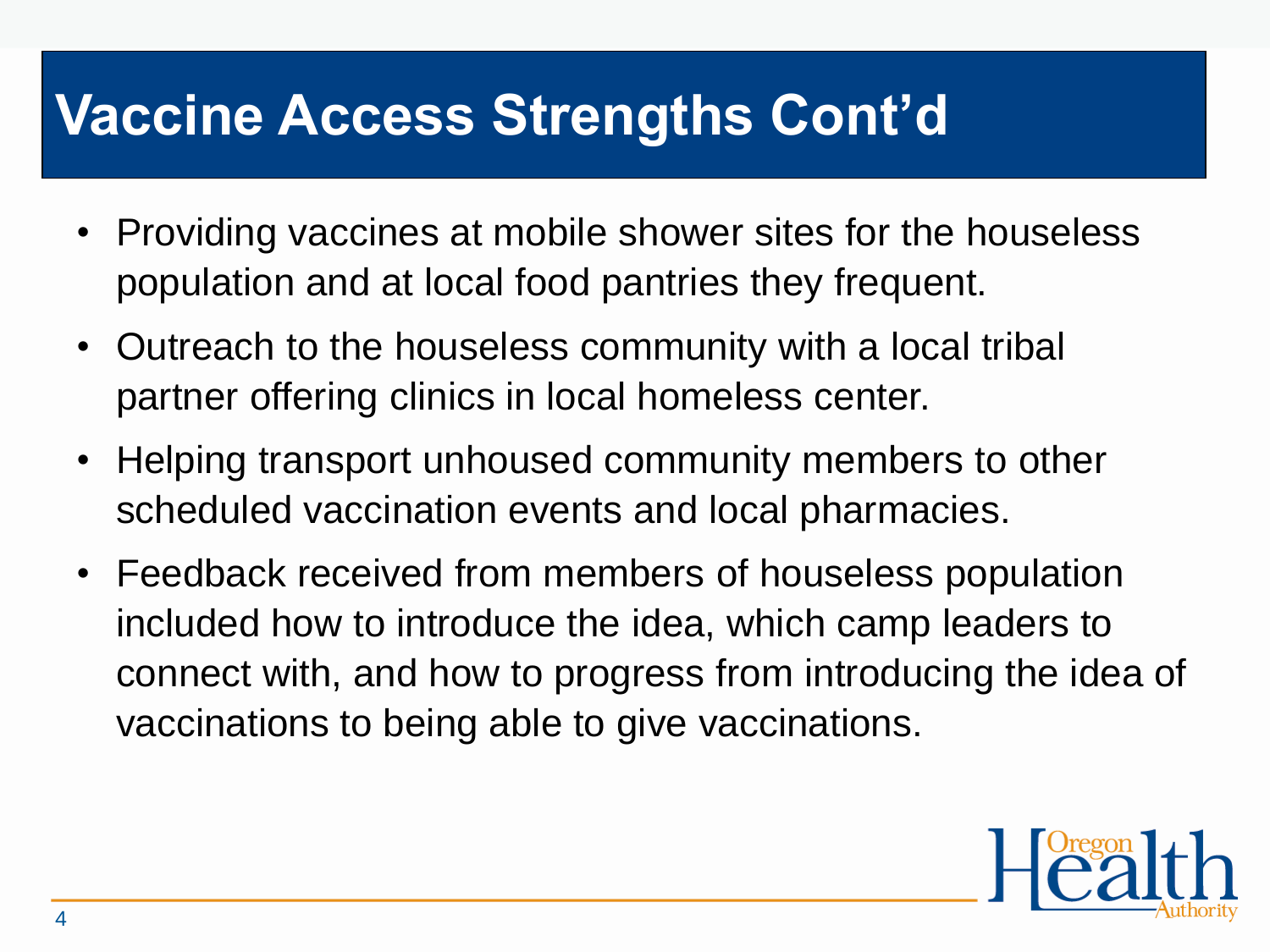# Vaccine Access Strengths Cont'd

- Providing vaccines at mobile shower sites for the houseless population and at local food pantries they frequent.
- Outreach to the houseless community with a local tribal partner offering clinics in local homeless center.
- Helping transport unhoused community members to other scheduled vaccination events and local pharmacies.
- Feedback received from members of houseless population included how to introduce the idea, which camp leaders to connect with, and how to progress from introducing the idea of vaccinations to being able to give vaccinations.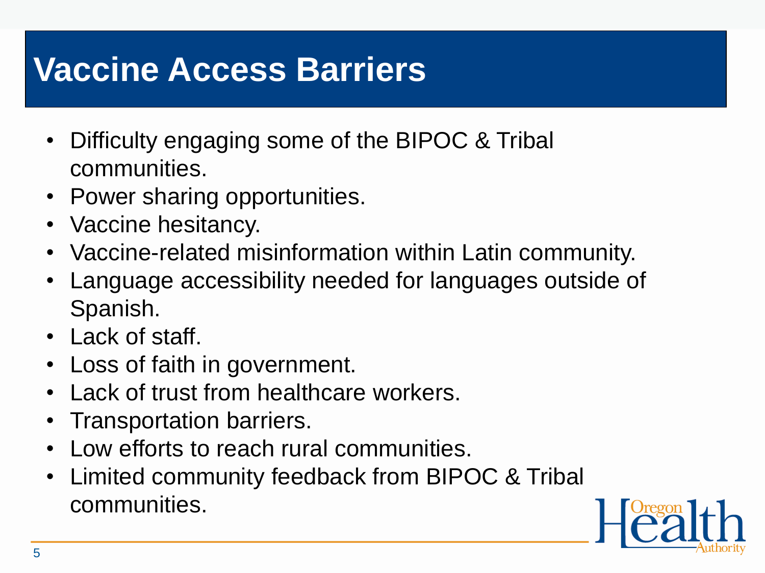# Vaccine Access Barriers

- Difficulty engaging some of the BIPOC & Tribal communities.
- Power sharing opportunities.
- Vaccine hesitancy.
- Vaccine-related misinformation within Latin community.
- Language accessibility needed for languages outside of Spanish.
- Lack of staff.
- Loss of faith in government.
- Lack of trust from healthcare workers.
- Transportation barriers.
- Low efforts to reach rural communities.
- Limited community feedback from BIPOC & Tribal communities.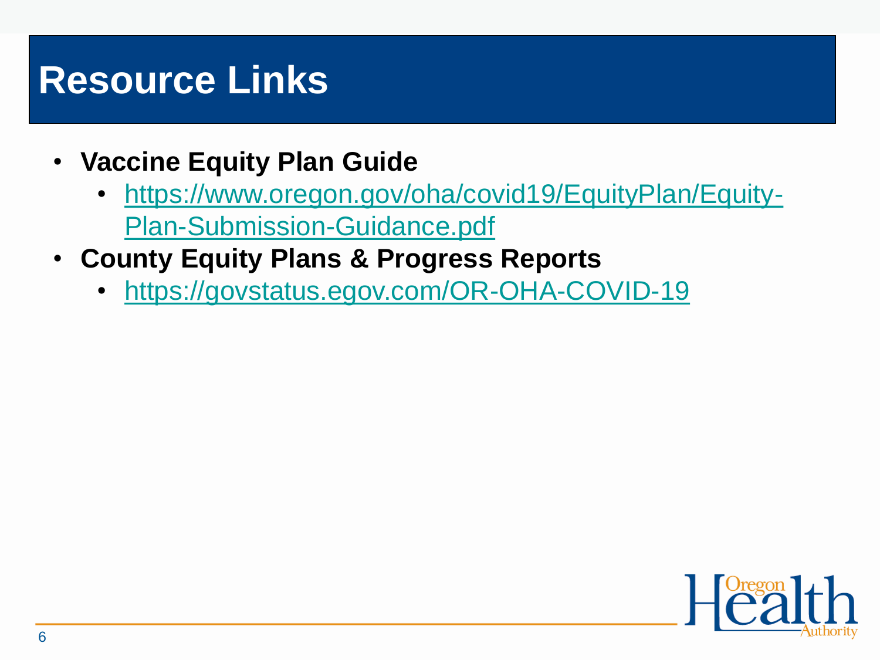# Resource Links

- **Vaccine Equity Plan Guide**
  - https://www.oregon.gov/oha/covid19/EquityPlan/Equity-Plan-Submission-Guidance.pdf
- **County Equity Plans & Progress Reports**
  - https://govstatus.egov.com/OR-OHA-COVID-19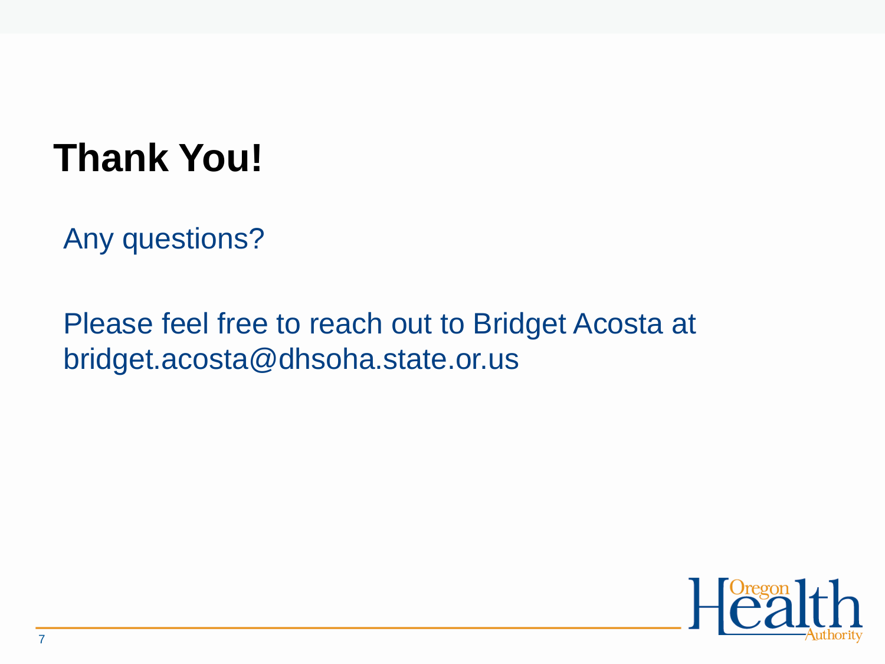# Thank You!

Any questions?

Please feel free to reach out to Bridget Acosta at bridget.acosta@dhsoha.state.or.us